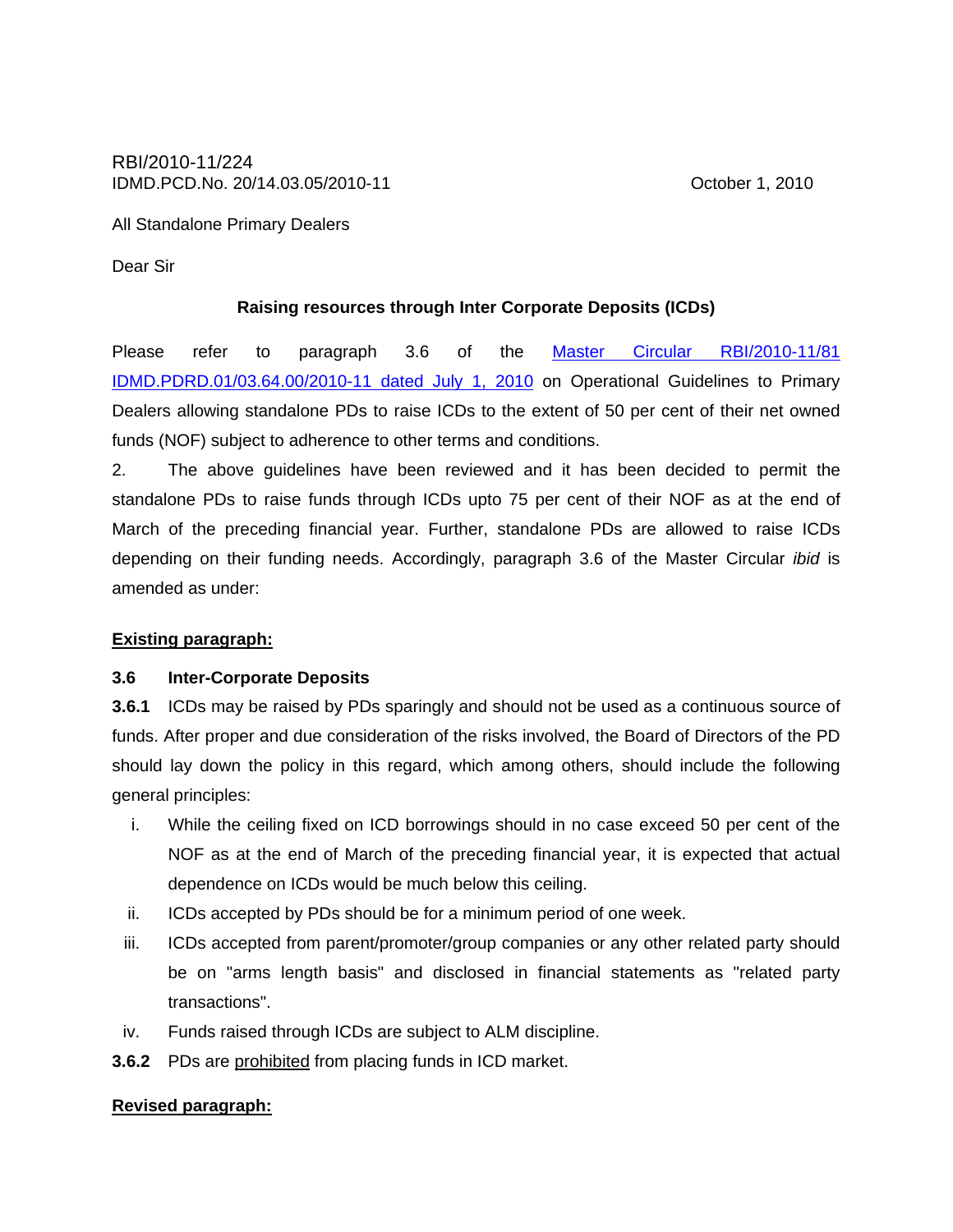RBI/2010-11/224
IDMD.PCD.No. 20/14.03.05/2010-11 October 1, 2010

All Standalone Primary Dealers

Dear Sir

**Raising resources through Inter Corporate Deposits (ICDs)**

Please refer to paragraph 3.6 of the [Master Circular RBI/2010-11/81 IDMD.PDRD.01/03.64.00/2010-11 dated July 1, 2010]() on Operational Guidelines to Primary Dealers allowing standalone PDs to raise ICDs to the extent of 50 per cent of their net owned funds (NOF) subject to adherence to other terms and conditions.

2. The above guidelines have been reviewed and it has been decided to permit the standalone PDs to raise funds through ICDs upto 75 per cent of their NOF as at the end of March of the preceding financial year. Further, standalone PDs are allowed to raise ICDs depending on their funding needs. Accordingly, paragraph 3.6 of the Master Circular *ibid* is amended as under:

**Existing paragraph:**

**3.6 Inter-Corporate Deposits**

**3.6.1** ICDs may be raised by PDs sparingly and should not be used as a continuous source of funds. After proper and due consideration of the risks involved, the Board of Directors of the PD should lay down the policy in this regard, which among others, should include the following general principles:

i. While the ceiling fixed on ICD borrowings should in no case exceed 50 per cent of the NOF as at the end of March of the preceding financial year, it is expected that actual dependence on ICDs would be much below this ceiling.

ii. ICDs accepted by PDs should be for a minimum period of one week.

iii. ICDs accepted from parent/promoter/group companies or any other related party should be on "arms length basis" and disclosed in financial statements as "related party transactions".

iv. Funds raised through ICDs are subject to ALM discipline.

**3.6.2** PDs are prohibited from placing funds in ICD market.

**Revised paragraph:**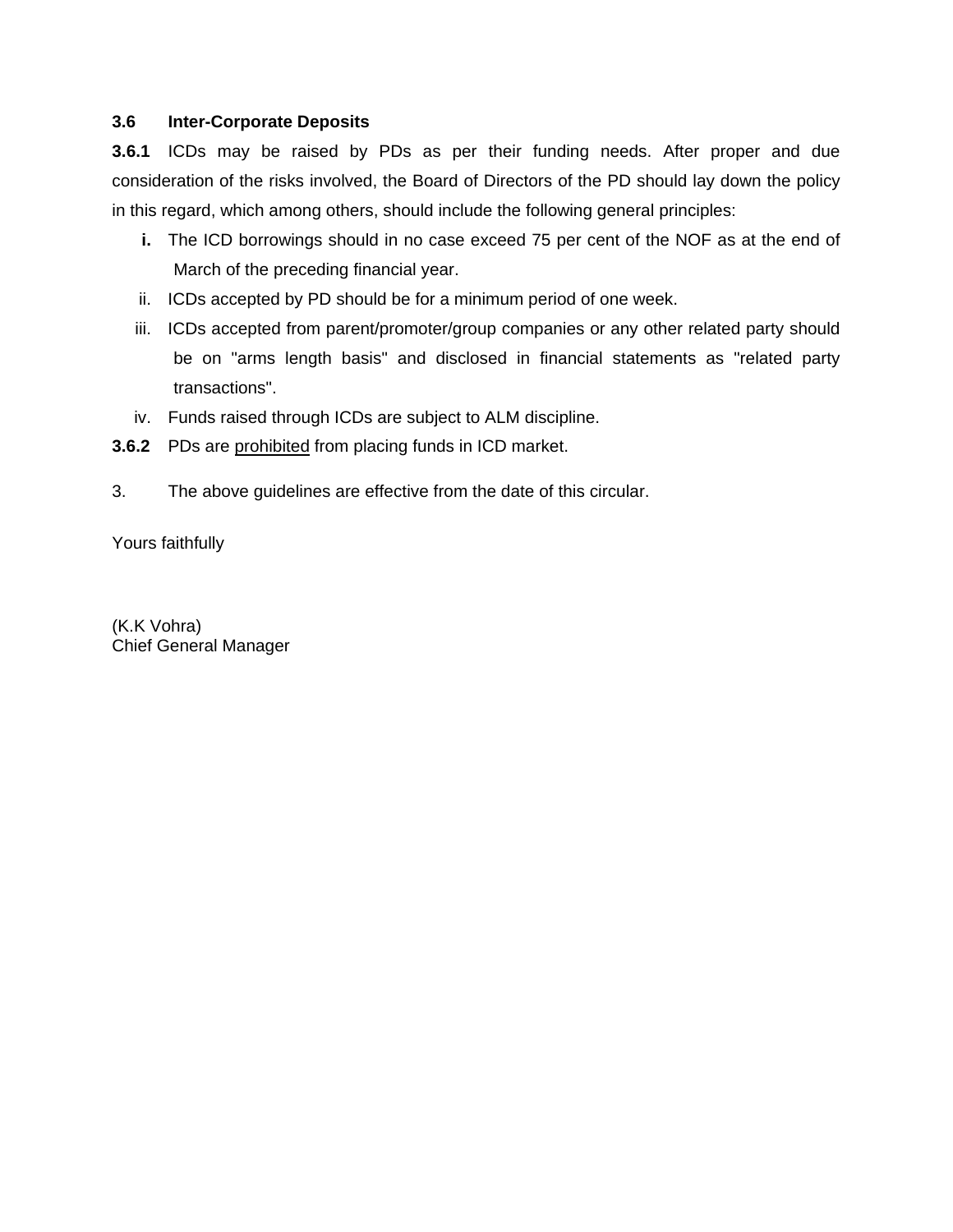**3.6 Inter-Corporate Deposits**

**3.6.1** ICDs may be raised by PDs as per their funding needs. After proper and due consideration of the risks involved, the Board of Directors of the PD should lay down the policy in this regard, which among others, should include the following general principles:

i. The ICD borrowings should in no case exceed 75 per cent of the NOF as at the end of March of the preceding financial year.

ii. ICDs accepted by PD should be for a minimum period of one week.

iii. ICDs accepted from parent/promoter/group companies or any other related party should be on "arms length basis" and disclosed in financial statements as "related party transactions".

iv. Funds raised through ICDs are subject to ALM discipline.

**3.6.2** PDs are prohibited from placing funds in ICD market.

3. The above guidelines are effective from the date of this circular.

Yours faithfully

(K.K Vohra)
Chief General Manager